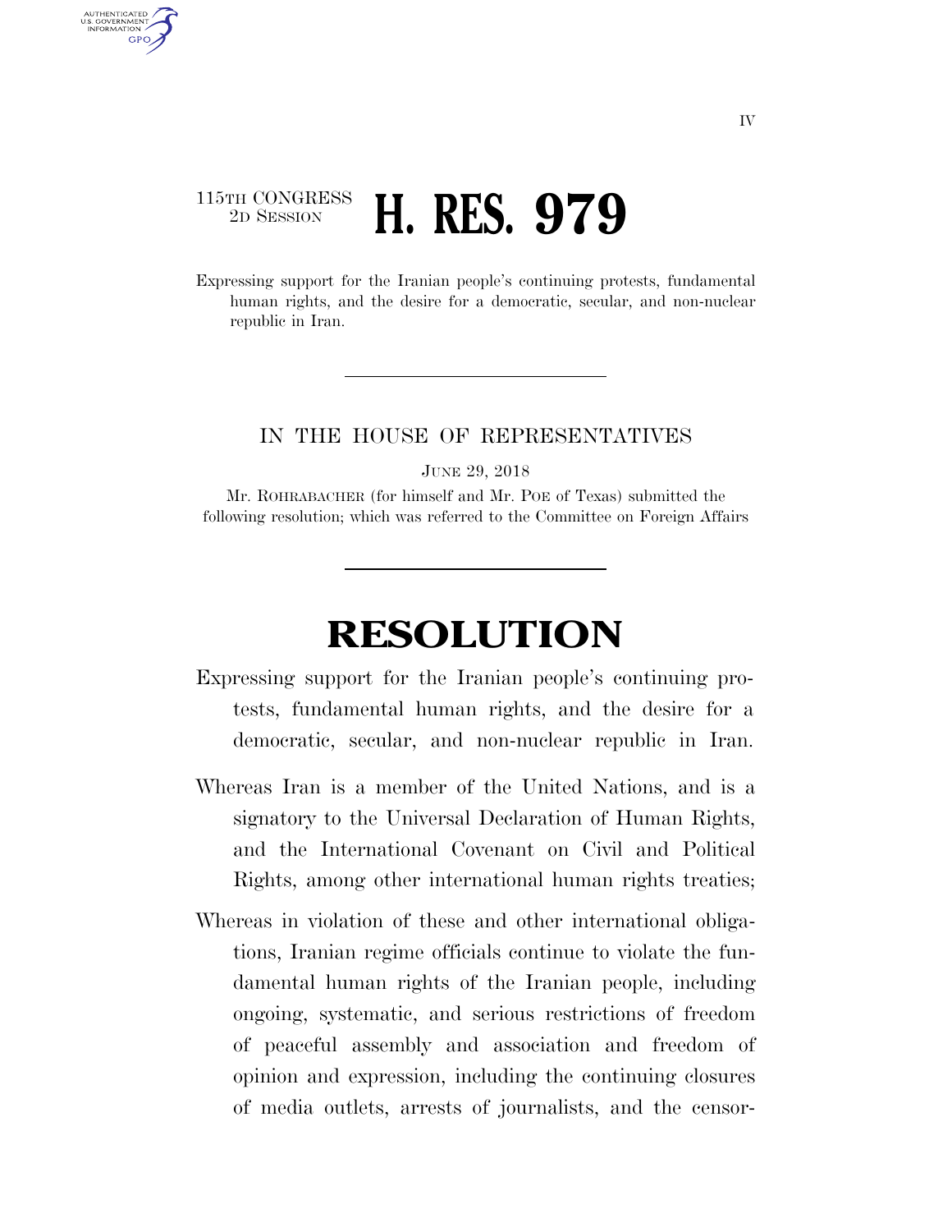115TH CONGRESS
2D SESSION

# H. RES. 979

Expressing support for the Iranian people's continuing protests, fundamental human rights, and the desire for a democratic, secular, and non-nuclear republic in Iran.

---

IN THE HOUSE OF REPRESENTATIVES

JUNE 29, 2018

Mr. ROHRABACHER (for himself and Mr. POE of Texas) submitted the following resolution; which was referred to the Committee on Foreign Affairs

---

# RESOLUTION

Expressing support for the Iranian people's continuing protests, fundamental human rights, and the desire for a democratic, secular, and non-nuclear republic in Iran.

Whereas Iran is a member of the United Nations, and is a signatory to the Universal Declaration of Human Rights, and the International Covenant on Civil and Political Rights, among other international human rights treaties;

Whereas in violation of these and other international obligations, Iranian regime officials continue to violate the fundamental human rights of the Iranian people, including ongoing, systematic, and serious restrictions of freedom of peaceful assembly and association and freedom of opinion and expression, including the continuing closures of media outlets, arrests of journalists, and the censor-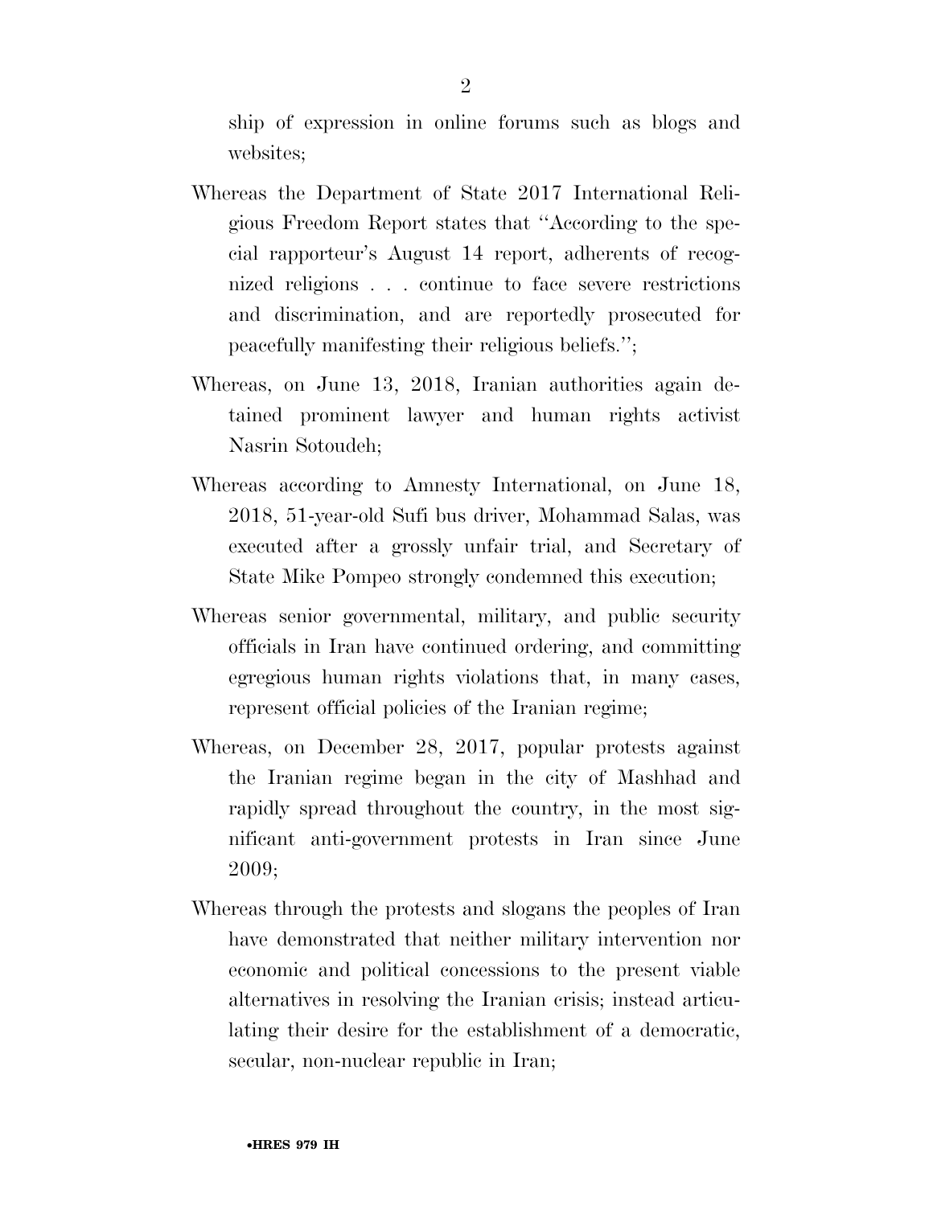ship of expression in online forums such as blogs and websites;

Whereas the Department of State 2017 International Religious Freedom Report states that "According to the special rapporteur's August 14 report, adherents of recognized religions . . . continue to face severe restrictions and discrimination, and are reportedly prosecuted for peacefully manifesting their religious beliefs.";

Whereas, on June 13, 2018, Iranian authorities again detained prominent lawyer and human rights activist Nasrin Sotoudeh;

Whereas according to Amnesty International, on June 18, 2018, 51-year-old Sufi bus driver, Mohammad Salas, was executed after a grossly unfair trial, and Secretary of State Mike Pompeo strongly condemned this execution;

Whereas senior governmental, military, and public security officials in Iran have continued ordering, and committing egregious human rights violations that, in many cases, represent official policies of the Iranian regime;

Whereas, on December 28, 2017, popular protests against the Iranian regime began in the city of Mashhad and rapidly spread throughout the country, in the most significant anti-government protests in Iran since June 2009;

Whereas through the protests and slogans the peoples of Iran have demonstrated that neither military intervention nor economic and political concessions to the present viable alternatives in resolving the Iranian crisis; instead articulating their desire for the establishment of a democratic, secular, non-nuclear republic in Iran;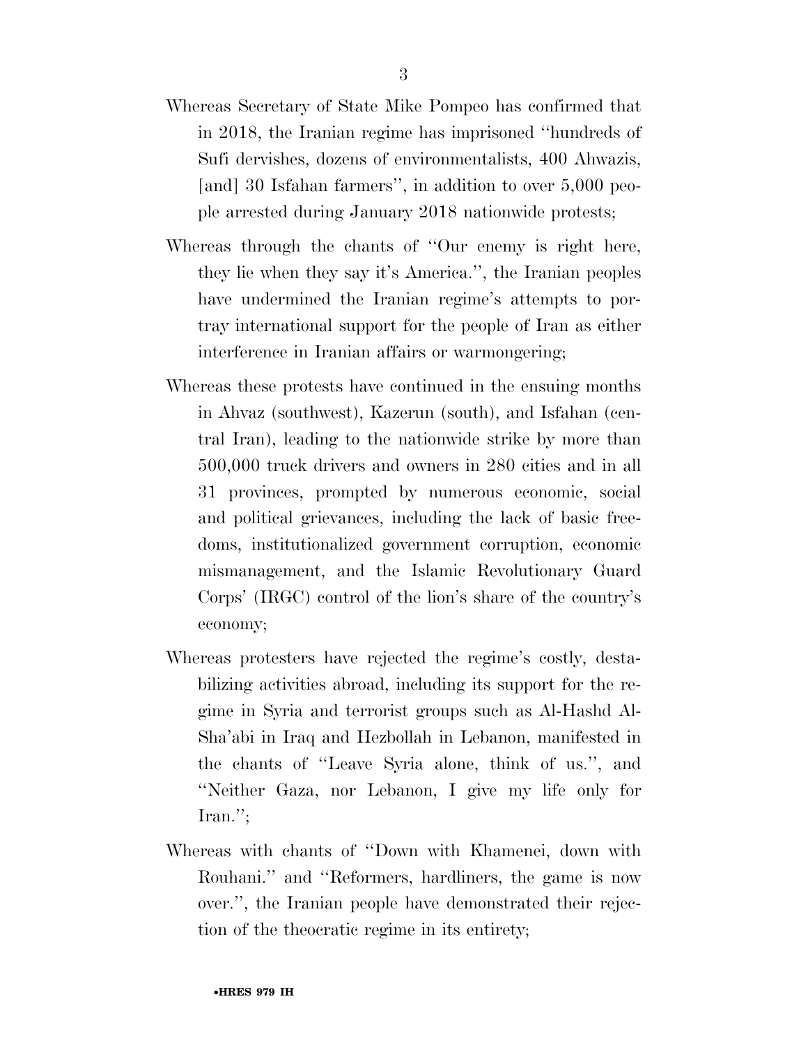Whereas Secretary of State Mike Pompeo has confirmed that in 2018, the Iranian regime has imprisoned ''hundreds of Sufi dervishes, dozens of environmentalists, 400 Ahwazis, [and] 30 Isfahan farmers'', in addition to over 5,000 people arrested during January 2018 nationwide protests;

Whereas through the chants of ''Our enemy is right here, they lie when they say it's America.'', the Iranian peoples have undermined the Iranian regime's attempts to portray international support for the people of Iran as either interference in Iranian affairs or warmongering;

Whereas these protests have continued in the ensuing months in Ahvaz (southwest), Kazerun (south), and Isfahan (central Iran), leading to the nationwide strike by more than 500,000 truck drivers and owners in 280 cities and in all 31 provinces, prompted by numerous economic, social and political grievances, including the lack of basic freedoms, institutionalized government corruption, economic mismanagement, and the Islamic Revolutionary Guard Corps' (IRGC) control of the lion's share of the country's economy;

Whereas protesters have rejected the regime's costly, destabilizing activities abroad, including its support for the regime in Syria and terrorist groups such as Al-Hashd Al-Sha'abi in Iraq and Hezbollah in Lebanon, manifested in the chants of ''Leave Syria alone, think of us.'', and ''Neither Gaza, nor Lebanon, I give my life only for Iran.'';

Whereas with chants of ''Down with Khamenei, down with Rouhani.'' and ''Reformers, hardliners, the game is now over.'', the Iranian people have demonstrated their rejection of the theocratic regime in its entirety;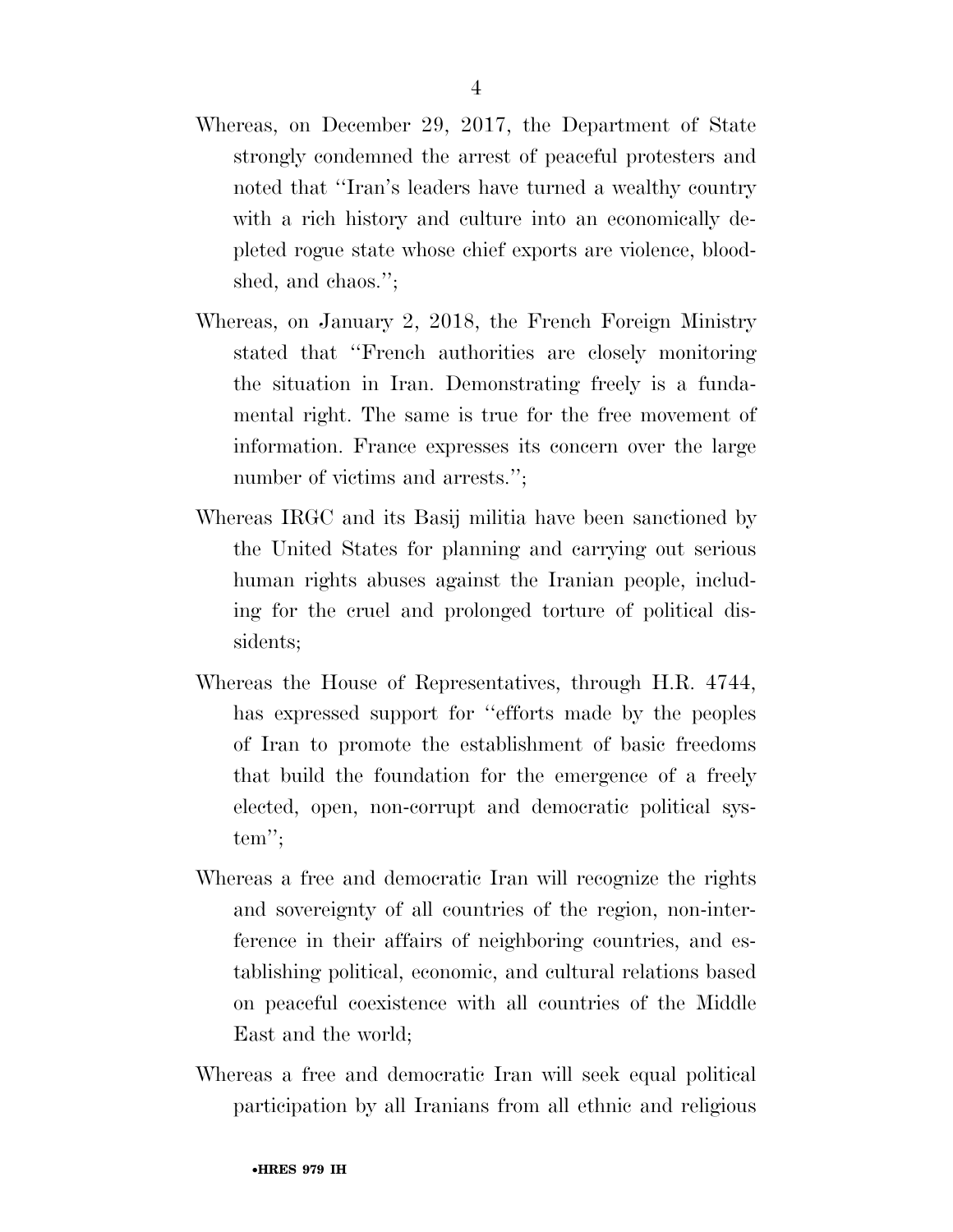Whereas, on December 29, 2017, the Department of State strongly condemned the arrest of peaceful protesters and noted that "Iran's leaders have turned a wealthy country with a rich history and culture into an economically depleted rogue state whose chief exports are violence, bloodshed, and chaos.";

Whereas, on January 2, 2018, the French Foreign Ministry stated that "French authorities are closely monitoring the situation in Iran. Demonstrating freely is a fundamental right. The same is true for the free movement of information. France expresses its concern over the large number of victims and arrests.";

Whereas IRGC and its Basij militia have been sanctioned by the United States for planning and carrying out serious human rights abuses against the Iranian people, including for the cruel and prolonged torture of political dissidents;

Whereas the House of Representatives, through H.R. 4744, has expressed support for "efforts made by the peoples of Iran to promote the establishment of basic freedoms that build the foundation for the emergence of a freely elected, open, non-corrupt and democratic political system";

Whereas a free and democratic Iran will recognize the rights and sovereignty of all countries of the region, non-interference in their affairs of neighboring countries, and establishing political, economic, and cultural relations based on peaceful coexistence with all countries of the Middle East and the world;

Whereas a free and democratic Iran will seek equal political participation by all Iranians from all ethnic and religious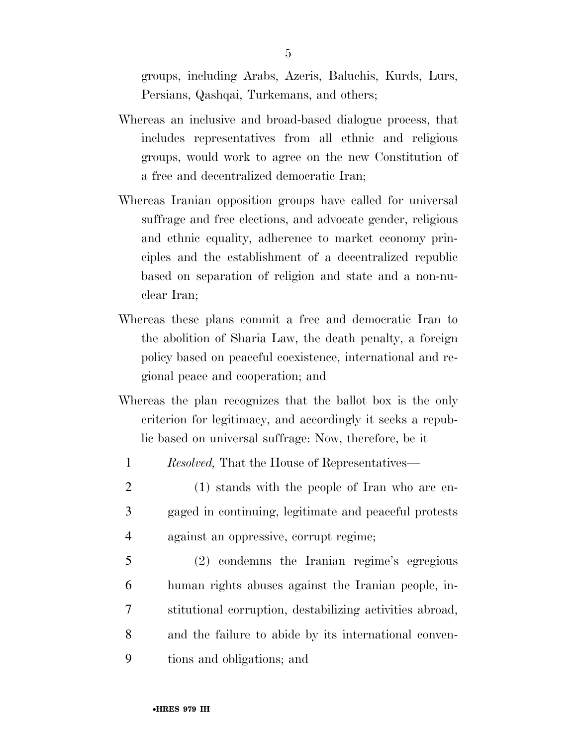groups, including Arabs, Azeris, Baluchis, Kurds, Lurs, Persians, Qashqai, Turkemans, and others;

Whereas an inclusive and broad-based dialogue process, that includes representatives from all ethnic and religious groups, would work to agree on the new Constitution of a free and decentralized democratic Iran;

Whereas Iranian opposition groups have called for universal suffrage and free elections, and advocate gender, religious and ethnic equality, adherence to market economy principles and the establishment of a decentralized republic based on separation of religion and state and a non-nuclear Iran;

Whereas these plans commit a free and democratic Iran to the abolition of Sharia Law, the death penalty, a foreign policy based on peaceful coexistence, international and regional peace and cooperation; and

Whereas the plan recognizes that the ballot box is the only criterion for legitimacy, and accordingly it seeks a republic based on universal suffrage: Now, therefore, be it

1 *Resolved,* That the House of Representatives—

2 (1) stands with the people of Iran who are en-
3 gaged in continuing, legitimate and peaceful protests
4 against an oppressive, corrupt regime;

5 (2) condemns the Iranian regime's egregious
6 human rights abuses against the Iranian people, in-
7 stitutional corruption, destabilizing activities abroad,
8 and the failure to abide by its international conven-
9 tions and obligations; and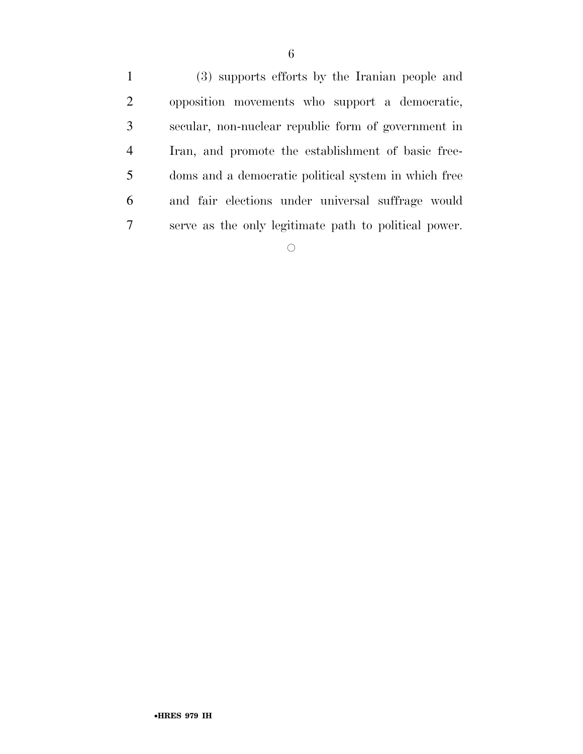(3) supports efforts by the Iranian people and opposition movements who support a democratic, secular, non-nuclear republic form of government in Iran, and promote the establishment of basic freedoms and a democratic political system in which free and fair elections under universal suffrage would serve as the only legitimate path to political power.

○